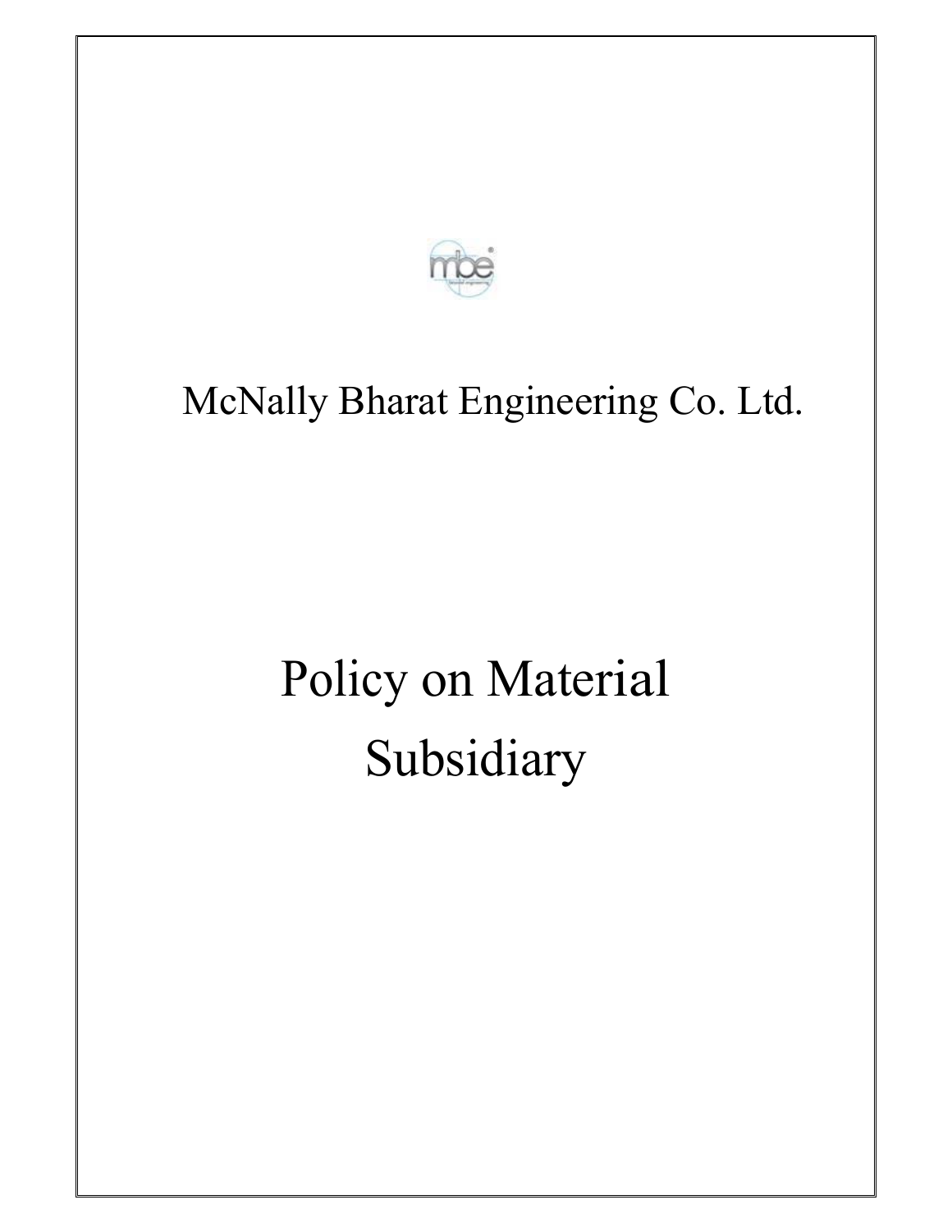McNally Bharat Engineering Co. Ltd.

# Policy on Material Subsidiary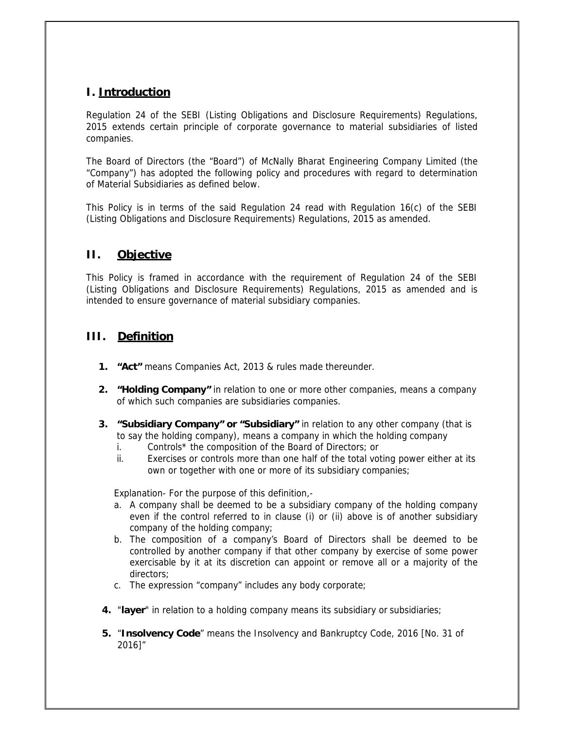## I. Introduction

Regulation 24 of the SEBI (Listing Obligations and Disclosure Requirements) Regulations, 2015 extends certain principle of corporate governance to material subsidiaries of listed companies.

The Board of Directors (the "Board") of McNally Bharat Engineering Company Limited (the "Company") has adopted the following policy and procedures with regard to determination of Material Subsidiaries as defined below.

This Policy is in terms of the said Regulation 24 read with Regulation 16(c) of the SEBI (Listing Obligations and Disclosure Requirements) Regulations, 2015 as amended.

## II. Objective

This Policy is framed in accordance with the requirement of Regulation 24 of the SEBI (Listing Obligations and Disclosure Requirements) Regulations, 2015 as amended and is intended to ensure governance of material subsidiary companies.

## III. Definition

1. **"Act"** means Companies Act, 2013 & rules made thereunder.

2. **"Holding Company"** in relation to one or more other companies, means a company of which such companies are subsidiaries companies.

3. **"Subsidiary Company" or "Subsidiary"** in relation to any other company (that is to say the holding company), means a company in which the holding company
   i. Controls* the composition of the Board of Directors; or
   ii. Exercises or controls more than one half of the total voting power either at its own or together with one or more of its subsidiary companies;

   Explanation- For the purpose of this definition,-
   a. A company shall be deemed to be a subsidiary company of the holding company even if the control referred to in clause (i) or (ii) above is of another subsidiary company of the holding company;
   b. The composition of a company's Board of Directors shall be deemed to be controlled by another company if that other company by exercise of some power exercisable by it at its discretion can appoint or remove all or a majority of the directors;
   c. The expression "company" includes any body corporate;

4. "**layer**" in relation to a holding company means its subsidiary or subsidiaries;

5. "**Insolvency Code**" means the Insolvency and Bankruptcy Code, 2016 [No. 31 of 2016]"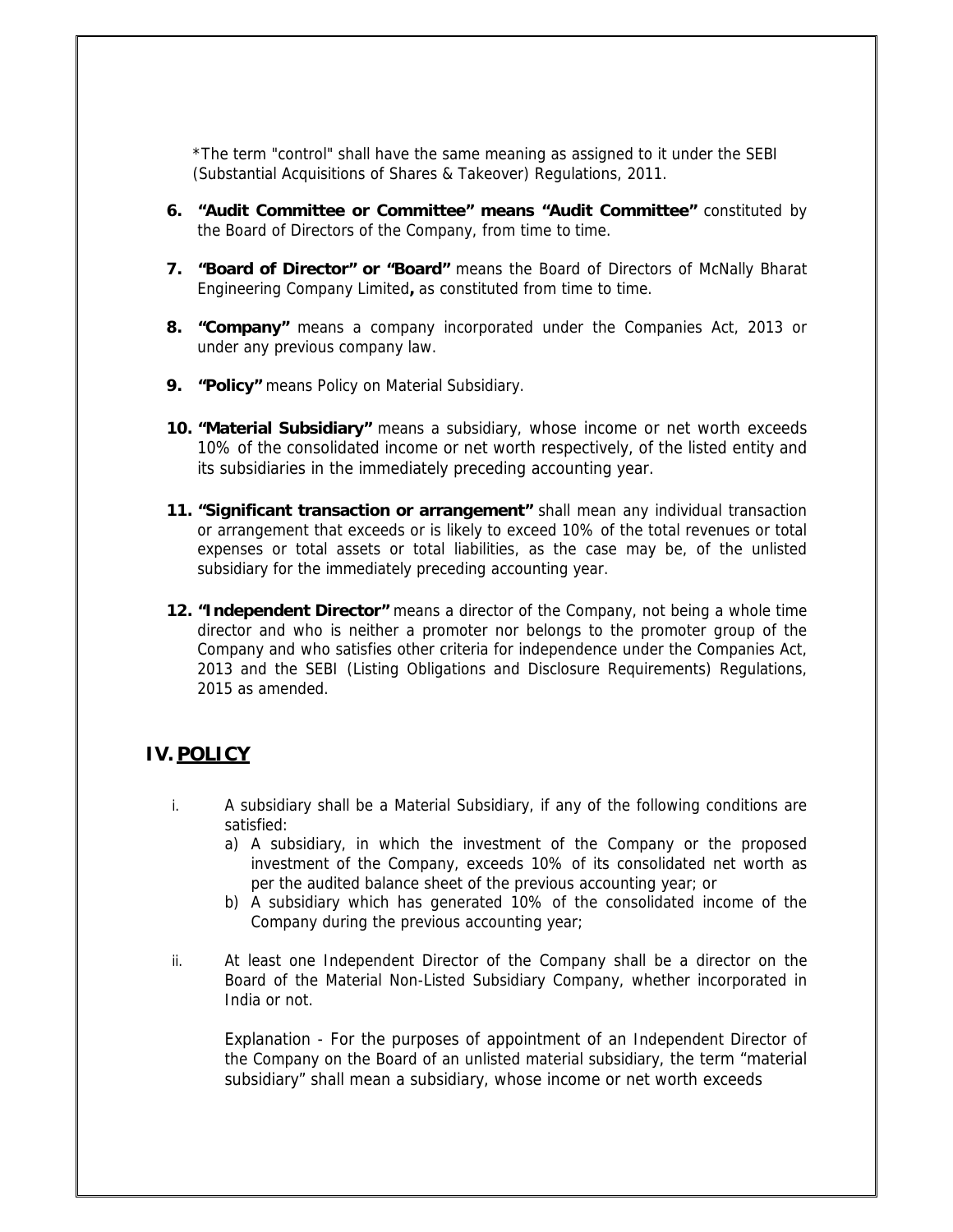*The term "control" shall have the same meaning as assigned to it under the SEBI (Substantial Acquisitions of Shares & Takeover) Regulations, 2011.

6. **"Audit Committee or Committee" means "Audit Committee"** constituted by the Board of Directors of the Company, from time to time.

7. **"Board of Director" or "Board"** means the Board of Directors of McNally Bharat Engineering Company Limited**,** as constituted from time to time.

8. **"Company"** means a company incorporated under the Companies Act, 2013 or under any previous company law.

9. **"Policy"** means Policy on Material Subsidiary.

10. **"Material Subsidiary"** means a subsidiary, whose income or net worth exceeds 10% of the consolidated income or net worth respectively, of the listed entity and its subsidiaries in the immediately preceding accounting year.

11. **"Significant transaction or arrangement"** shall mean any individual transaction or arrangement that exceeds or is likely to exceed 10% of the total revenues or total expenses or total assets or total liabilities, as the case may be, of the unlisted subsidiary for the immediately preceding accounting year.

12. **"Independent Director"** means a director of the Company, not being a whole time director and who is neither a promoter nor belongs to the promoter group of the Company and who satisfies other criteria for independence under the Companies Act, 2013 and the SEBI (Listing Obligations and Disclosure Requirements) Regulations, 2015 as amended.

## IV. POLICY

i. A subsidiary shall be a Material Subsidiary, if any of the following conditions are satisfied:
   a) A subsidiary, in which the investment of the Company or the proposed investment of the Company, exceeds 10% of its consolidated net worth as per the audited balance sheet of the previous accounting year; or
   b) A subsidiary which has generated 10% of the consolidated income of the Company during the previous accounting year;

ii. At least one Independent Director of the Company shall be a director on the Board of the Material Non-Listed Subsidiary Company, whether incorporated in India or not.

   Explanation - For the purposes of appointment of an Independent Director of the Company on the Board of an unlisted material subsidiary, the term "material subsidiary" shall mean a subsidiary, whose income or net worth exceeds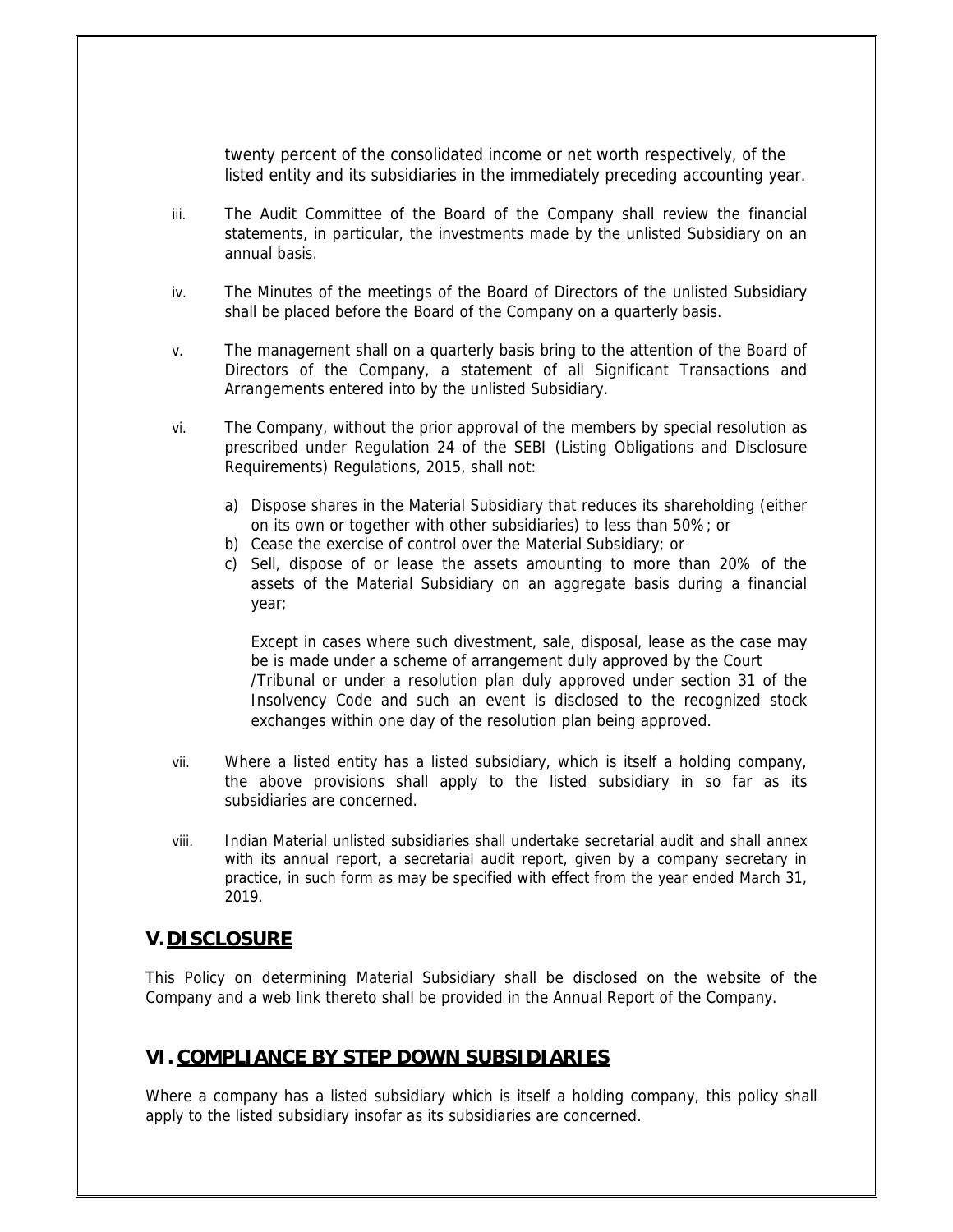twenty percent of the consolidated income or net worth respectively, of the listed entity and its subsidiaries in the immediately preceding accounting year.

iii. The Audit Committee of the Board of the Company shall review the financial statements, in particular, the investments made by the unlisted Subsidiary on an annual basis.

iv. The Minutes of the meetings of the Board of Directors of the unlisted Subsidiary shall be placed before the Board of the Company on a quarterly basis.

v. The management shall on a quarterly basis bring to the attention of the Board of Directors of the Company, a statement of all Significant Transactions and Arrangements entered into by the unlisted Subsidiary.

vi. The Company, without the prior approval of the members by special resolution as prescribed under Regulation 24 of the SEBI (Listing Obligations and Disclosure Requirements) Regulations, 2015, shall not:

   a) Dispose shares in the Material Subsidiary that reduces its shareholding (either on its own or together with other subsidiaries) to less than 50%; or
   b) Cease the exercise of control over the Material Subsidiary; or
   c) Sell, dispose of or lease the assets amounting to more than 20% of the assets of the Material Subsidiary on an aggregate basis during a financial year;

   Except in cases where such divestment, sale, disposal, lease as the case may be is made under a scheme of arrangement duly approved by the Court /Tribunal or under a resolution plan duly approved under section 31 of the Insolvency Code and such an event is disclosed to the recognized stock exchanges within one day of the resolution plan being approved.

vii. Where a listed entity has a listed subsidiary, which is itself a holding company, the above provisions shall apply to the listed subsidiary in so far as its subsidiaries are concerned.

viii. Indian Material unlisted subsidiaries shall undertake secretarial audit and shall annex with its annual report, a secretarial audit report, given by a company secretary in practice, in such form as may be specified with effect from the year ended March 31, 2019.

## V. DISCLOSURE

This Policy on determining Material Subsidiary shall be disclosed on the website of the Company and a web link thereto shall be provided in the Annual Report of the Company.

## VI. COMPLIANCE BY STEP DOWN SUBSIDIARIES

Where a company has a listed subsidiary which is itself a holding company, this policy shall apply to the listed subsidiary insofar as its subsidiaries are concerned.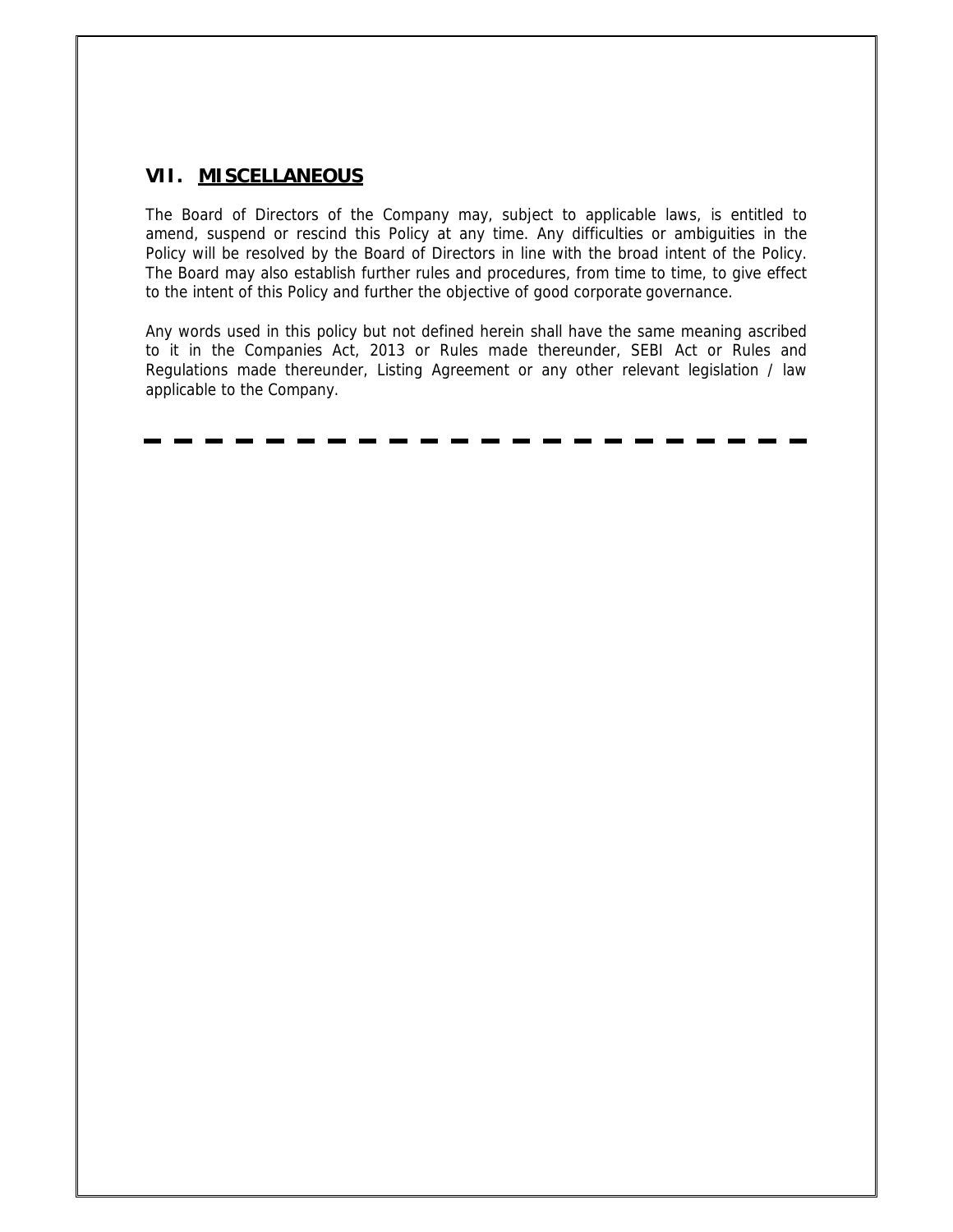## VII. MISCELLANEOUS

The Board of Directors of the Company may, subject to applicable laws, is entitled to amend, suspend or rescind this Policy at any time. Any difficulties or ambiguities in the Policy will be resolved by the Board of Directors in line with the broad intent of the Policy. The Board may also establish further rules and procedures, from time to time, to give effect to the intent of this Policy and further the objective of good corporate governance.

Any words used in this policy but not defined herein shall have the same meaning ascribed to it in the Companies Act, 2013 or Rules made thereunder, SEBI Act or Rules and Regulations made thereunder, Listing Agreement or any other relevant legislation / law applicable to the Company.

---